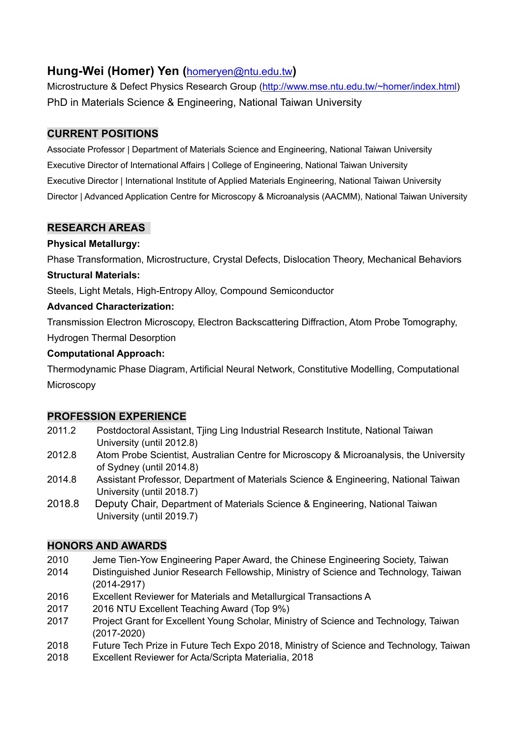# Hung-Wei (Homer) Yen (homeryen@ntu.edu.tw)

Microstructure & Defect Physics Research Group (http://www.mse.ntu.edu.tw/~homer/index.html)

PhD in Materials Science & Engineering, National Taiwan University

## CURRENT POSITIONS

Associate Professor | Department of Materials Science and Engineering, National Taiwan University

Executive Director of International Affairs | College of Engineering, National Taiwan University

Executive Director | International Institute of Applied Materials Engineering, National Taiwan University

Director | Advanced Application Centre for Microscopy & Microanalysis (AACMM), National Taiwan University

## RESEARCH AREAS

**Physical Metallurgy:**

Phase Transformation, Microstructure, Crystal Defects, Dislocation Theory, Mechanical Behaviors

**Structural Materials:**

Steels, Light Metals, High-Entropy Alloy, Compound Semiconductor

**Advanced Characterization:**

Transmission Electron Microscopy, Electron Backscattering Diffraction, Atom Probe Tomography, Hydrogen Thermal Desorption

**Computational Approach:**

Thermodynamic Phase Diagram, Artificial Neural Network, Constitutive Modelling, Computational Microscopy

## PROFESSION EXPERIENCE

- 2011.2 Postdoctoral Assistant, Tjing Ling Industrial Research Institute, National Taiwan University (until 2012.8)
- 2012.8 Atom Probe Scientist, Australian Centre for Microscopy & Microanalysis, the University of Sydney (until 2014.8)
- 2014.8 Assistant Professor, Department of Materials Science & Engineering, National Taiwan University (until 2018.7)
- 2018.8 Deputy Chair, Department of Materials Science & Engineering, National Taiwan University (until 2019.7)

## HONORS AND AWARDS

- 2010 Jeme Tien-Yow Engineering Paper Award, the Chinese Engineering Society, Taiwan
- 2014 Distinguished Junior Research Fellowship, Ministry of Science and Technology, Taiwan (2014-2917)
- 2016 Excellent Reviewer for Materials and Metallurgical Transactions A
- 2017 2016 NTU Excellent Teaching Award (Top 9%)
- 2017 Project Grant for Excellent Young Scholar, Ministry of Science and Technology, Taiwan (2017-2020)
- 2018 Future Tech Prize in Future Tech Expo 2018, Ministry of Science and Technology, Taiwan
- 2018 Excellent Reviewer for Acta/Scripta Materialia, 2018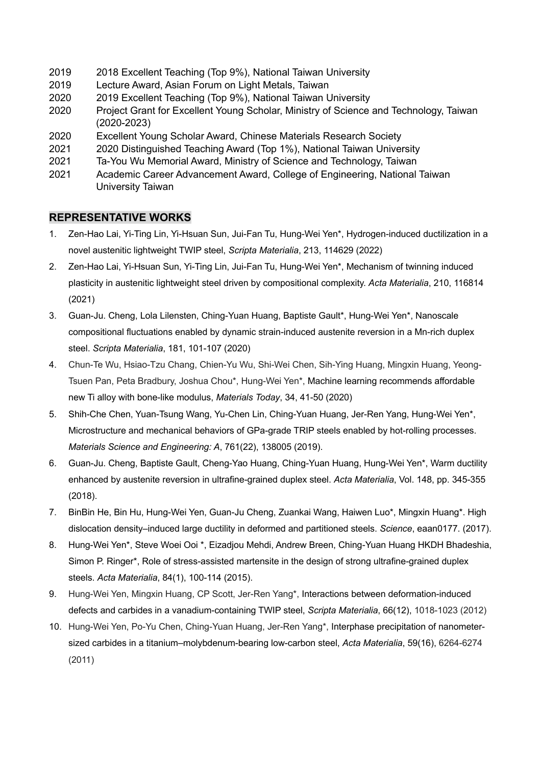2019 2018 Excellent Teaching (Top 9%), National Taiwan University
2019 Lecture Award, Asian Forum on Light Metals, Taiwan
2020 2019 Excellent Teaching (Top 9%), National Taiwan University
2020 Project Grant for Excellent Young Scholar, Ministry of Science and Technology, Taiwan (2020-2023)
2020 Excellent Young Scholar Award, Chinese Materials Research Society
2021 2020 Distinguished Teaching Award (Top 1%), National Taiwan University
2021 Ta-You Wu Memorial Award, Ministry of Science and Technology, Taiwan
2021 Academic Career Advancement Award, College of Engineering, National Taiwan University Taiwan

## REPRESENTATIVE WORKS

1. Zen-Hao Lai, Yi-Ting Lin, Yi-Hsuan Sun, Jui-Fan Tu, Hung-Wei Yen*, Hydrogen-induced ductilization in a novel austenitic lightweight TWIP steel, *Scripta Materialia*, 213, 114629 (2022)
2. Zen-Hao Lai, Yi-Hsuan Sun, Yi-Ting Lin, Jui-Fan Tu, Hung-Wei Yen*, Mechanism of twinning induced plasticity in austenitic lightweight steel driven by compositional complexity. *Acta Materialia*, 210, 116814 (2021)
3. Guan-Ju. Cheng, Lola Lilensten, Ching-Yuan Huang, Baptiste Gault*, Hung-Wei Yen*, Nanoscale compositional fluctuations enabled by dynamic strain-induced austenite reversion in a Mn-rich duplex steel. *Scripta Materialia*, 181, 101-107 (2020)
4. Chun-Te Wu, Hsiao-Tzu Chang, Chien-Yu Wu, Shi-Wei Chen, Sih-Ying Huang, Mingxin Huang, Yeong-Tsuen Pan, Peta Bradbury, Joshua Chou*, Hung-Wei Yen*, Machine learning recommends affordable new Ti alloy with bone-like modulus, *Materials Today*, 34, 41-50 (2020)
5. Shih-Che Chen, Yuan-Tsung Wang, Yu-Chen Lin, Ching-Yuan Huang, Jer-Ren Yang, Hung-Wei Yen*, Microstructure and mechanical behaviors of GPa-grade TRIP steels enabled by hot-rolling processes. *Materials Science and Engineering: A*, 761(22), 138005 (2019).
6. Guan-Ju. Cheng, Baptiste Gault, Cheng-Yao Huang, Ching-Yuan Huang, Hung-Wei Yen*, Warm ductility enhanced by austenite reversion in ultrafine-grained duplex steel. *Acta Materialia*, Vol. 148, pp. 345-355 (2018).
7. BinBin He, Bin Hu, Hung-Wei Yen, Guan-Ju Cheng, Zuankai Wang, Haiwen Luo*, Mingxin Huang*. High dislocation density–induced large ductility in deformed and partitioned steels. *Science*, eaan0177. (2017).
8. Hung-Wei Yen*, Steve Woei Ooi *, Eizadjou Mehdi, Andrew Breen, Ching-Yuan Huang HKDH Bhadeshia, Simon P. Ringer*, Role of stress-assisted martensite in the design of strong ultrafine-grained duplex steels. *Acta Materialia*, 84(1), 100-114 (2015).
9. Hung-Wei Yen, Mingxin Huang, CP Scott, Jer-Ren Yang*, Interactions between deformation-induced defects and carbides in a vanadium-containing TWIP steel, *Scripta Materialia*, 66(12), 1018-1023 (2012)
10. Hung-Wei Yen, Po-Yu Chen, Ching-Yuan Huang, Jer-Ren Yang*, Interphase precipitation of nanometer-sized carbides in a titanium–molybdenum-bearing low-carbon steel, *Acta Materialia*, 59(16), 6264-6274 (2011)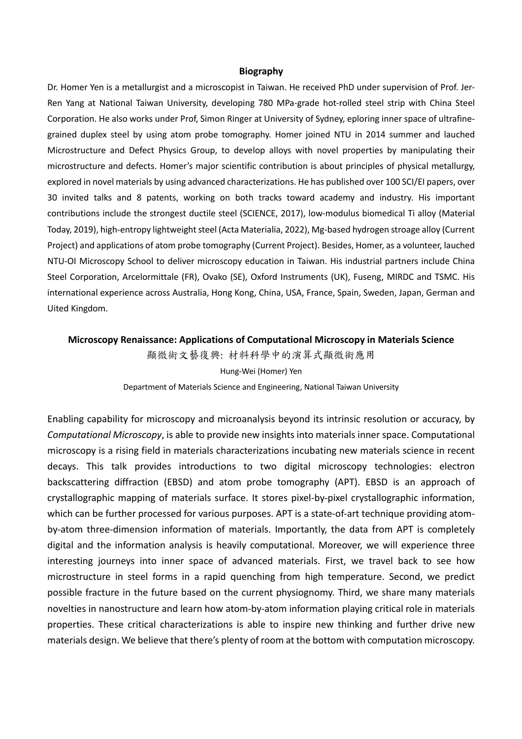## Biography

Dr. Homer Yen is a metallurgist and a microscopist in Taiwan. He received PhD under supervision of Prof. Jer-Ren Yang at National Taiwan University, developing 780 MPa-grade hot-rolled steel strip with China Steel Corporation. He also works under Prof, Simon Ringer at University of Sydney, eploring inner space of ultrafine-grained duplex steel by using atom probe tomography. Homer joined NTU in 2014 summer and lauched Microstructure and Defect Physics Group, to develop alloys with novel properties by manipulating their microstructure and defects. Homer's major scientific contribution is about principles of physical metallurgy, explored in novel materials by using advanced characterizations. He has published over 100 SCI/EI papers, over 30 invited talks and 8 patents, working on both tracks toward academy and industry. His important contributions include the strongest ductile steel (SCIENCE, 2017), low-modulus biomedical Ti alloy (Material Today, 2019), high-entropy lightweight steel (Acta Materialia, 2022), Mg-based hydrogen stroage alloy (Current Project) and applications of atom probe tomography (Current Project). Besides, Homer, as a volunteer, lauched NTU-OI Microscopy School to deliver microscopy education in Taiwan. His industrial partners include China Steel Corporation, Arcelormittale (FR), Ovako (SE), Oxford Instruments (UK), Fuseng, MIRDC and TSMC. His international experience across Australia, Hong Kong, China, USA, France, Spain, Sweden, Japan, German and Uited Kingdom.

## Microscopy Renaissance: Applications of Computational Microscopy in Materials Science

顯微術文藝復興: 材料科學中的演算式顯微術應用

Hung-Wei (Homer) Yen

Department of Materials Science and Engineering, National Taiwan University

Enabling capability for microscopy and microanalysis beyond its intrinsic resolution or accuracy, by *Computational Microscopy*, is able to provide new insights into materials inner space. Computational microscopy is a rising field in materials characterizations incubating new materials science in recent decays. This talk provides introductions to two digital microscopy technologies: electron backscattering diffraction (EBSD) and atom probe tomography (APT). EBSD is an approach of crystallographic mapping of materials surface. It stores pixel-by-pixel crystallographic information, which can be further processed for various purposes. APT is a state-of-art technique providing atom-by-atom three-dimension information of materials. Importantly, the data from APT is completely digital and the information analysis is heavily computational. Moreover, we will experience three interesting journeys into inner space of advanced materials. First, we travel back to see how microstructure in steel forms in a rapid quenching from high temperature. Second, we predict possible fracture in the future based on the current physiognomy. Third, we share many materials novelties in nanostructure and learn how atom-by-atom information playing critical role in materials properties. These critical characterizations is able to inspire new thinking and further drive new materials design. We believe that there's plenty of room at the bottom with computation microscopy.